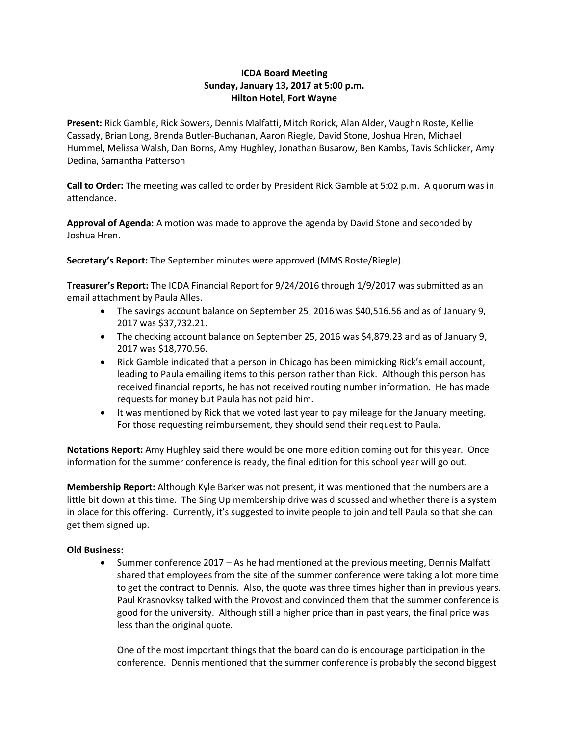**ICDA Board Meeting**
**Sunday, January 13, 2017 at 5:00 p.m.**
**Hilton Hotel, Fort Wayne**

**Present:** Rick Gamble, Rick Sowers, Dennis Malfatti, Mitch Rorick, Alan Alder, Vaughn Roste, Kellie Cassady, Brian Long, Brenda Butler-Buchanan, Aaron Riegle, David Stone, Joshua Hren, Michael Hummel, Melissa Walsh, Dan Borns, Amy Hughley, Jonathan Busarow, Ben Kambs, Tavis Schlicker, Amy Dedina, Samantha Patterson

**Call to Order:** The meeting was called to order by President Rick Gamble at 5:02 p.m. A quorum was in attendance.

**Approval of Agenda:** A motion was made to approve the agenda by David Stone and seconded by Joshua Hren.

**Secretary's Report:** The September minutes were approved (MMS Roste/Riegle).

**Treasurer's Report:** The ICDA Financial Report for 9/24/2016 through 1/9/2017 was submitted as an email attachment by Paula Alles.

- The savings account balance on September 25, 2016 was $40,516.56 and as of January 9, 2017 was $37,732.21.
- The checking account balance on September 25, 2016 was $4,879.23 and as of January 9, 2017 was $18,770.56.
- Rick Gamble indicated that a person in Chicago has been mimicking Rick's email account, leading to Paula emailing items to this person rather than Rick. Although this person has received financial reports, he has not received routing number information. He has made requests for money but Paula has not paid him.
- It was mentioned by Rick that we voted last year to pay mileage for the January meeting. For those requesting reimbursement, they should send their request to Paula.

**Notations Report:** Amy Hughley said there would be one more edition coming out for this year. Once information for the summer conference is ready, the final edition for this school year will go out.

**Membership Report:** Although Kyle Barker was not present, it was mentioned that the numbers are a little bit down at this time. The Sing Up membership drive was discussed and whether there is a system in place for this offering. Currently, it's suggested to invite people to join and tell Paula so that she can get them signed up.

**Old Business:**

- Summer conference 2017 – As he had mentioned at the previous meeting, Dennis Malfatti shared that employees from the site of the summer conference were taking a lot more time to get the contract to Dennis. Also, the quote was three times higher than in previous years. Paul Krasnovksy talked with the Provost and convinced them that the summer conference is good for the university. Although still a higher price than in past years, the final price was less than the original quote.

  One of the most important things that the board can do is encourage participation in the conference. Dennis mentioned that the summer conference is probably the second biggest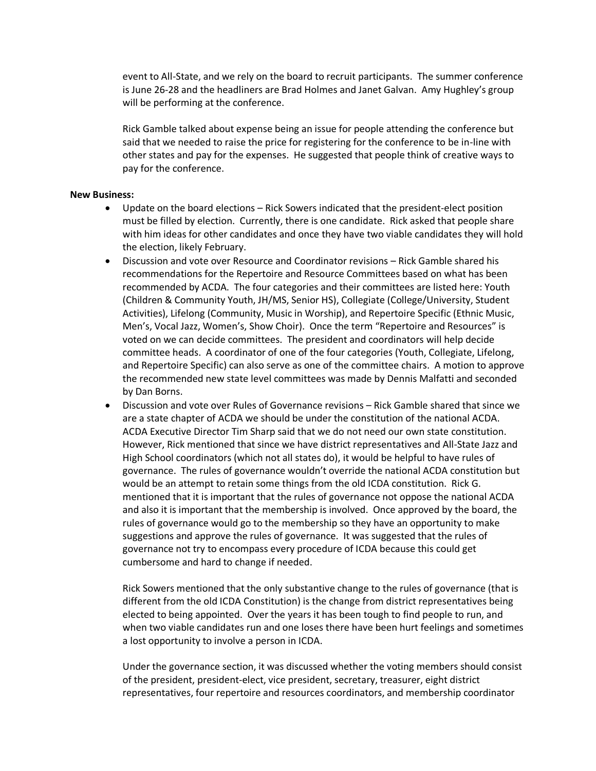event to All-State, and we rely on the board to recruit participants. The summer conference is June 26-28 and the headliners are Brad Holmes and Janet Galvan. Amy Hughley's group will be performing at the conference.

Rick Gamble talked about expense being an issue for people attending the conference but said that we needed to raise the price for registering for the conference to be in-line with other states and pay for the expenses. He suggested that people think of creative ways to pay for the conference.

**New Business:**

- Update on the board elections – Rick Sowers indicated that the president-elect position must be filled by election. Currently, there is one candidate. Rick asked that people share with him ideas for other candidates and once they have two viable candidates they will hold the election, likely February.
- Discussion and vote over Resource and Coordinator revisions – Rick Gamble shared his recommendations for the Repertoire and Resource Committees based on what has been recommended by ACDA. The four categories and their committees are listed here: Youth (Children & Community Youth, JH/MS, Senior HS), Collegiate (College/University, Student Activities), Lifelong (Community, Music in Worship), and Repertoire Specific (Ethnic Music, Men's, Vocal Jazz, Women's, Show Choir). Once the term "Repertoire and Resources" is voted on we can decide committees. The president and coordinators will help decide committee heads. A coordinator of one of the four categories (Youth, Collegiate, Lifelong, and Repertoire Specific) can also serve as one of the committee chairs. A motion to approve the recommended new state level committees was made by Dennis Malfatti and seconded by Dan Borns.
- Discussion and vote over Rules of Governance revisions – Rick Gamble shared that since we are a state chapter of ACDA we should be under the constitution of the national ACDA. ACDA Executive Director Tim Sharp said that we do not need our own state constitution. However, Rick mentioned that since we have district representatives and All-State Jazz and High School coordinators (which not all states do), it would be helpful to have rules of governance. The rules of governance wouldn't override the national ACDA constitution but would be an attempt to retain some things from the old ICDA constitution. Rick G. mentioned that it is important that the rules of governance not oppose the national ACDA and also it is important that the membership is involved. Once approved by the board, the rules of governance would go to the membership so they have an opportunity to make suggestions and approve the rules of governance. It was suggested that the rules of governance not try to encompass every procedure of ICDA because this could get cumbersome and hard to change if needed.

  Rick Sowers mentioned that the only substantive change to the rules of governance (that is different from the old ICDA Constitution) is the change from district representatives being elected to being appointed. Over the years it has been tough to find people to run, and when two viable candidates run and one loses there have been hurt feelings and sometimes a lost opportunity to involve a person in ICDA.

  Under the governance section, it was discussed whether the voting members should consist of the president, president-elect, vice president, secretary, treasurer, eight district representatives, four repertoire and resources coordinators, and membership coordinator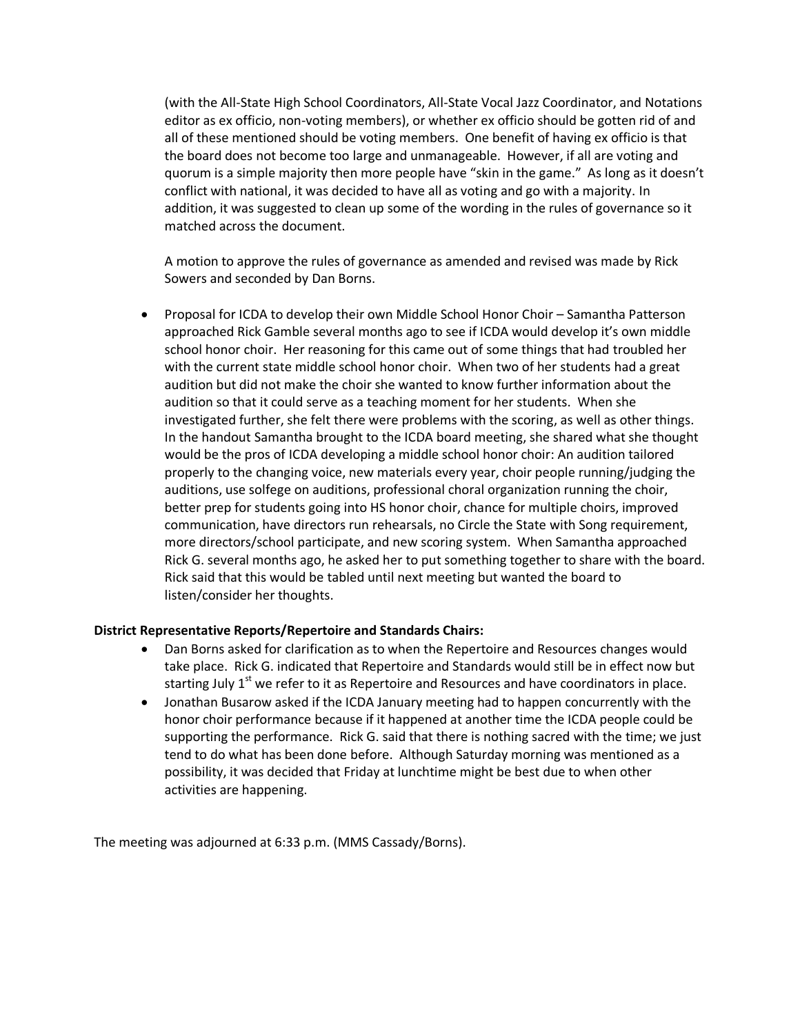(with the All-State High School Coordinators, All-State Vocal Jazz Coordinator, and Notations editor as ex officio, non-voting members), or whether ex officio should be gotten rid of and all of these mentioned should be voting members. One benefit of having ex officio is that the board does not become too large and unmanageable. However, if all are voting and quorum is a simple majority then more people have "skin in the game." As long as it doesn't conflict with national, it was decided to have all as voting and go with a majority. In addition, it was suggested to clean up some of the wording in the rules of governance so it matched across the document.

A motion to approve the rules of governance as amended and revised was made by Rick Sowers and seconded by Dan Borns.

- Proposal for ICDA to develop their own Middle School Honor Choir – Samantha Patterson approached Rick Gamble several months ago to see if ICDA would develop it's own middle school honor choir. Her reasoning for this came out of some things that had troubled her with the current state middle school honor choir. When two of her students had a great audition but did not make the choir she wanted to know further information about the audition so that it could serve as a teaching moment for her students. When she investigated further, she felt there were problems with the scoring, as well as other things. In the handout Samantha brought to the ICDA board meeting, she shared what she thought would be the pros of ICDA developing a middle school honor choir: An audition tailored properly to the changing voice, new materials every year, choir people running/judging the auditions, use solfege on auditions, professional choral organization running the choir, better prep for students going into HS honor choir, chance for multiple choirs, improved communication, have directors run rehearsals, no Circle the State with Song requirement, more directors/school participate, and new scoring system. When Samantha approached Rick G. several months ago, he asked her to put something together to share with the board. Rick said that this would be tabled until next meeting but wanted the board to listen/consider her thoughts.

**District Representative Reports/Repertoire and Standards Chairs:**

- Dan Borns asked for clarification as to when the Repertoire and Resources changes would take place. Rick G. indicated that Repertoire and Standards would still be in effect now but starting July 1st we refer to it as Repertoire and Resources and have coordinators in place.
- Jonathan Busarow asked if the ICDA January meeting had to happen concurrently with the honor choir performance because if it happened at another time the ICDA people could be supporting the performance. Rick G. said that there is nothing sacred with the time; we just tend to do what has been done before. Although Saturday morning was mentioned as a possibility, it was decided that Friday at lunchtime might be best due to when other activities are happening.

The meeting was adjourned at 6:33 p.m. (MMS Cassady/Borns).